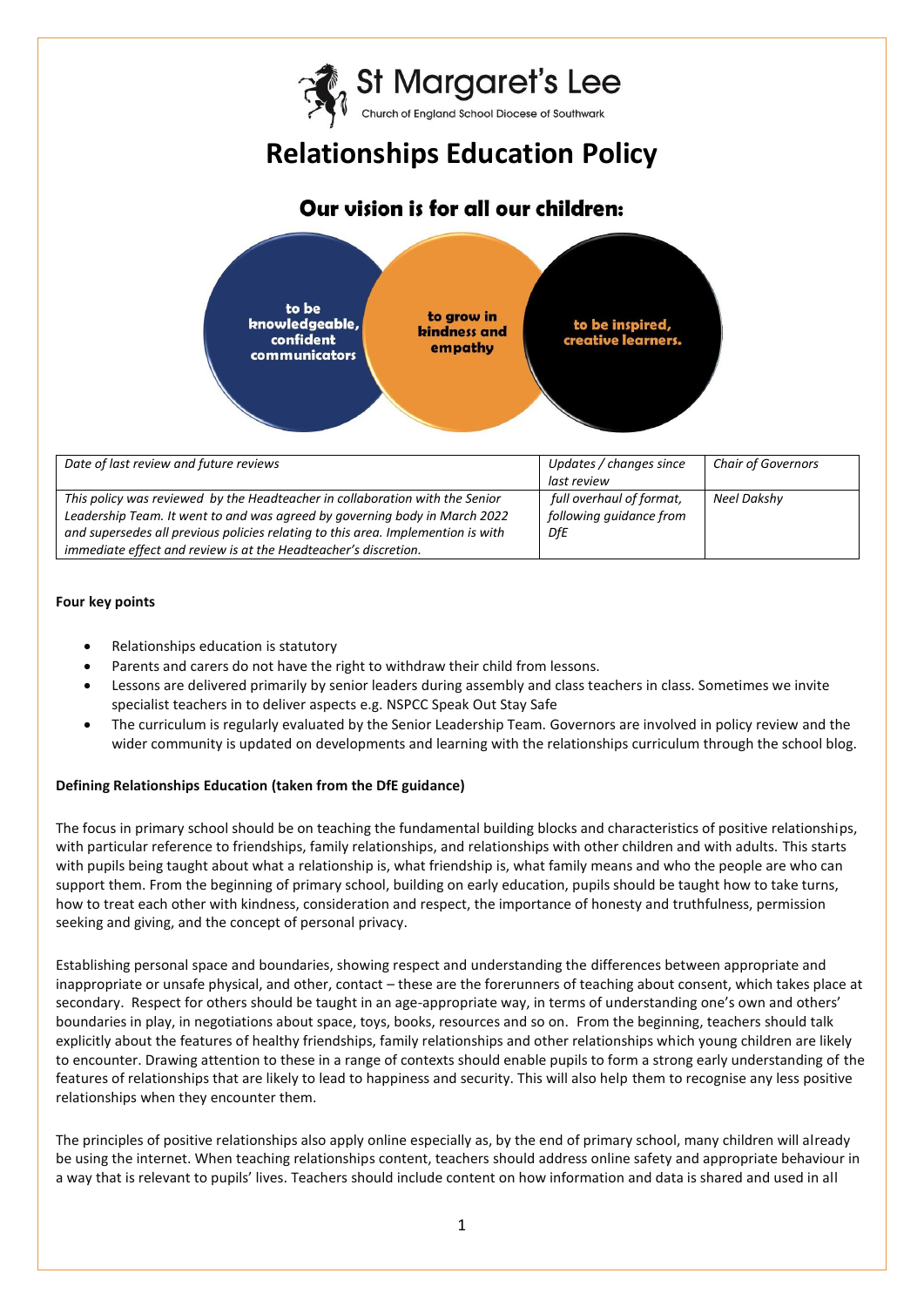St Margaret's Lee

Church of England School Diocese of Southwark

# Relationships Education Policy

## Our vision is for all our children:

to be knowledgeable, confident communicators

to grow in kindness and empathy

to be inspired, creative learners.

| *Date of last review and future reviews* | *Updates / changes since last review* | *Chair of Governors* |
|---|---|---|
| *This policy was reviewed by the Headteacher in collaboration with the Senior Leadership Team. It went to and was agreed by governing body in March 2022 and supersedes all previous policies relating to this area. Implemention is with immediate effect and review is at the Headteacher's discretion.* | *full overhaul of format, following guidance from DfE* | *Neel Dakshy* |

**Four key points**

- Relationships education is statutory
- Parents and carers do not have the right to withdraw their child from lessons.
- Lessons are delivered primarily by senior leaders during assembly and class teachers in class. Sometimes we invite specialist teachers in to deliver aspects e.g. NSPCC Speak Out Stay Safe
- The curriculum is regularly evaluated by the Senior Leadership Team. Governors are involved in policy review and the wider community is updated on developments and learning with the relationships curriculum through the school blog.

**Defining Relationships Education (taken from the DfE guidance)**

The focus in primary school should be on teaching the fundamental building blocks and characteristics of positive relationships, with particular reference to friendships, family relationships, and relationships with other children and with adults. This starts with pupils being taught about what a relationship is, what friendship is, what family means and who the people are who can support them. From the beginning of primary school, building on early education, pupils should be taught how to take turns, how to treat each other with kindness, consideration and respect, the importance of honesty and truthfulness, permission seeking and giving, and the concept of personal privacy.

Establishing personal space and boundaries, showing respect and understanding the differences between appropriate and inappropriate or unsafe physical, and other, contact – these are the forerunners of teaching about consent, which takes place at secondary. Respect for others should be taught in an age-appropriate way, in terms of understanding one's own and others' boundaries in play, in negotiations about space, toys, books, resources and so on. From the beginning, teachers should talk explicitly about the features of healthy friendships, family relationships and other relationships which young children are likely to encounter. Drawing attention to these in a range of contexts should enable pupils to form a strong early understanding of the features of relationships that are likely to lead to happiness and security. This will also help them to recognise any less positive relationships when they encounter them.

The principles of positive relationships also apply online especially as, by the end of primary school, many children will already be using the internet. When teaching relationships content, teachers should address online safety and appropriate behaviour in a way that is relevant to pupils' lives. Teachers should include content on how information and data is shared and used in all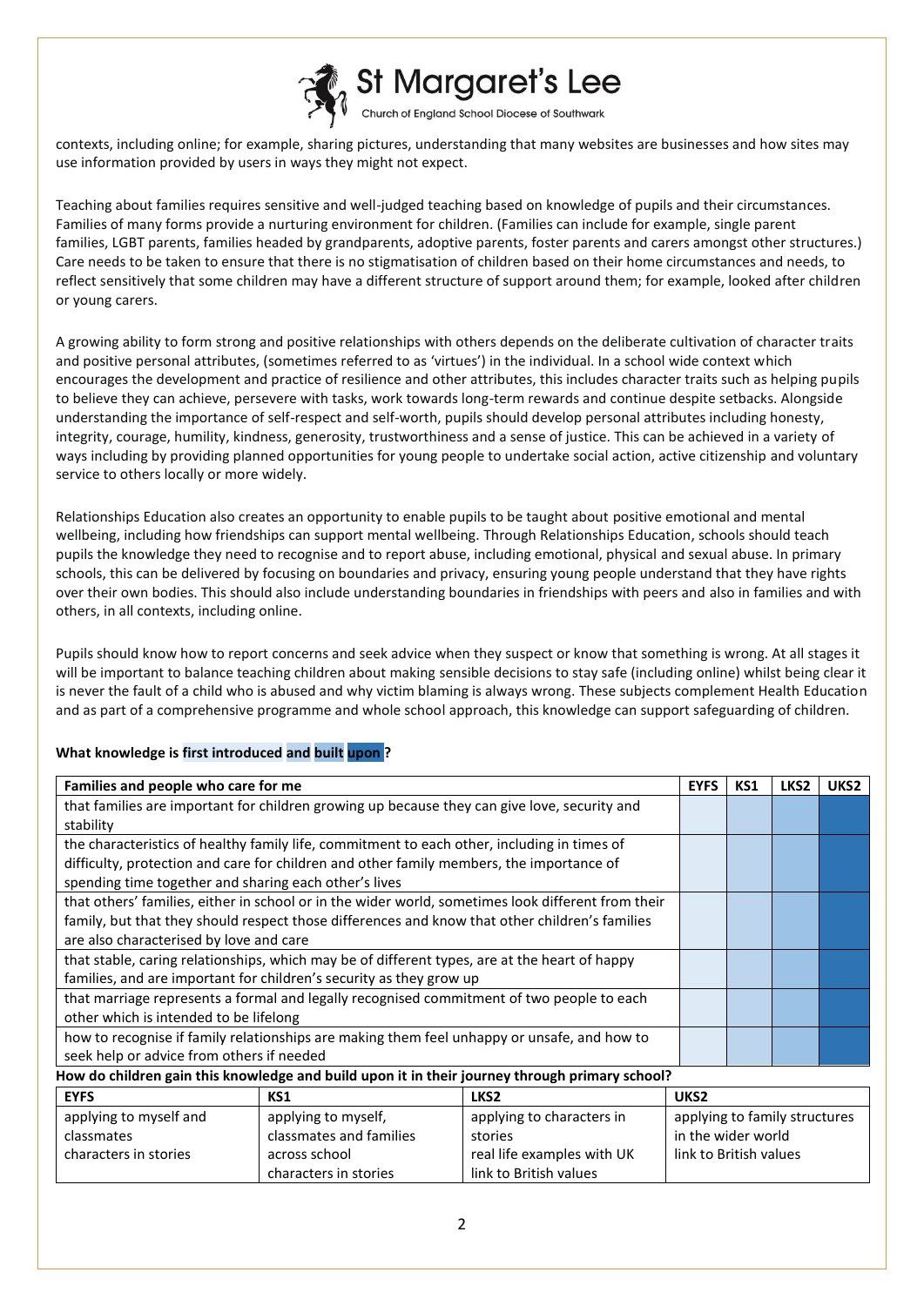contexts, including online; for example, sharing pictures, understanding that many websites are businesses and how sites may use information provided by users in ways they might not expect.

Teaching about families requires sensitive and well-judged teaching based on knowledge of pupils and their circumstances. Families of many forms provide a nurturing environment for children. (Families can include for example, single parent families, LGBT parents, families headed by grandparents, adoptive parents, foster parents and carers amongst other structures.) Care needs to be taken to ensure that there is no stigmatisation of children based on their home circumstances and needs, to reflect sensitively that some children may have a different structure of support around them; for example, looked after children or young carers.

A growing ability to form strong and positive relationships with others depends on the deliberate cultivation of character traits and positive personal attributes, (sometimes referred to as 'virtues') in the individual. In a school wide context which encourages the development and practice of resilience and other attributes, this includes character traits such as helping pupils to believe they can achieve, persevere with tasks, work towards long-term rewards and continue despite setbacks. Alongside understanding the importance of self-respect and self-worth, pupils should develop personal attributes including honesty, integrity, courage, humility, kindness, generosity, trustworthiness and a sense of justice. This can be achieved in a variety of ways including by providing planned opportunities for young people to undertake social action, active citizenship and voluntary service to others locally or more widely.

Relationships Education also creates an opportunity to enable pupils to be taught about positive emotional and mental wellbeing, including how friendships can support mental wellbeing. Through Relationships Education, schools should teach pupils the knowledge they need to recognise and to report abuse, including emotional, physical and sexual abuse. In primary schools, this can be delivered by focusing on boundaries and privacy, ensuring young people understand that they have rights over their own bodies. This should also include understanding boundaries in friendships with peers and also in families and with others, in all contexts, including online.

Pupils should know how to report concerns and seek advice when they suspect or know that something is wrong. At all stages it will be important to balance teaching children about making sensible decisions to stay safe (including online) whilst being clear it is never the fault of a child who is abused and why victim blaming is always wrong. These subjects complement Health Education and as part of a comprehensive programme and whole school approach, this knowledge can support safeguarding of children.

**What knowledge is first introduced and built upon ?**

| Families and people who care for me | EYFS | KS1 | LKS2 | UKS2 |
|---|---|---|---|---|
| that families are important for children growing up because they can give love, security and stability | | | | |
| the characteristics of healthy family life, commitment to each other, including in times of difficulty, protection and care for children and other family members, the importance of spending time together and sharing each other's lives | | | | |
| that others' families, either in school or in the wider world, sometimes look different from their family, but that they should respect those differences and know that other children's families are also characterised by love and care | | | | |
| that stable, caring relationships, which may be of different types, are at the heart of happy families, and are important for children's security as they grow up | | | | |
| that marriage represents a formal and legally recognised commitment of two people to each other which is intended to be lifelong | | | | |
| how to recognise if family relationships are making them feel unhappy or unsafe, and how to seek help or advice from others if needed | | | | |

**How do children gain this knowledge and build upon it in their journey through primary school?**

| EYFS | KS1 | LKS2 | UKS2 |
|---|---|---|---|
| applying to myself and classmates<br>characters in stories | applying to myself, classmates and families across school<br>characters in stories | applying to characters in stories<br>real life examples with UK link to British values | applying to family structures in the wider world<br>link to British values |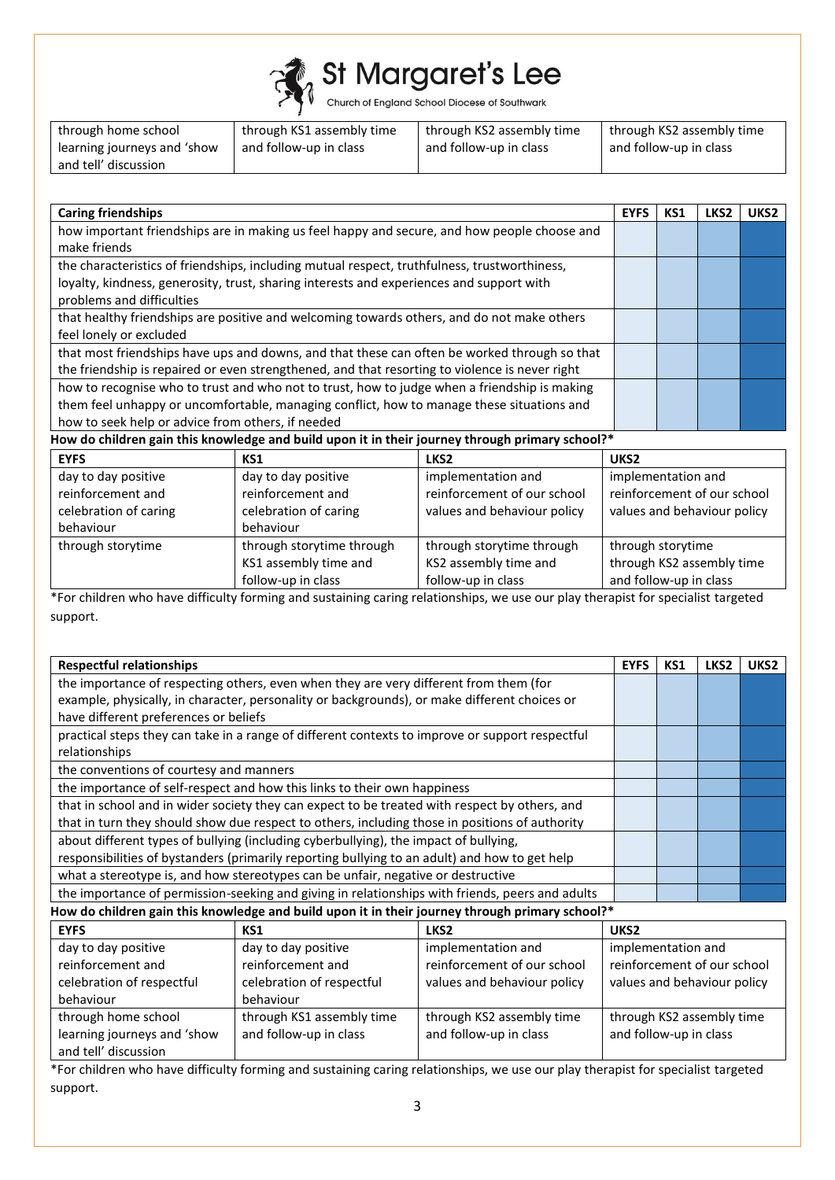| through home school learning journeys and 'show and tell' discussion | through KS1 assembly time and follow-up in class | through KS2 assembly time and follow-up in class | through KS2 assembly time and follow-up in class |
|---|---|---|---|

| Caring friendships | EYFS | KS1 | LKS2 | UKS2 |
|---|---|---|---|---|
| how important friendships are in making us feel happy and secure, and how people choose and make friends | | | | |
| the characteristics of friendships, including mutual respect, truthfulness, trustworthiness, loyalty, kindness, generosity, trust, sharing interests and experiences and support with problems and difficulties | | | | |
| that healthy friendships are positive and welcoming towards others, and do not make others feel lonely or excluded | | | | |
| that most friendships have ups and downs, and that these can often be worked through so that the friendship is repaired or even strengthened, and that resorting to violence is never right | | | | |
| how to recognise who to trust and who not to trust, how to judge when a friendship is making them feel unhappy or uncomfortable, managing conflict, how to manage these situations and how to seek help or advice from others, if needed | | | | |

**How do children gain this knowledge and build upon it in their journey through primary school?***

| EYFS | KS1 | LKS2 | UKS2 |
|---|---|---|---|
| day to day positive reinforcement and celebration of caring behaviour | day to day positive reinforcement and celebration of caring behaviour | implementation and reinforcement of our school values and behaviour policy | implementation and reinforcement of our school values and behaviour policy |
| through storytime | through storytime through KS1 assembly time and follow-up in class | through storytime through KS2 assembly time and follow-up in class | through storytime through KS2 assembly time and follow-up in class |

*For children who have difficulty forming and sustaining caring relationships, we use our play therapist for specialist targeted support.

| Respectful relationships | EYFS | KS1 | LKS2 | UKS2 |
|---|---|---|---|---|
| the importance of respecting others, even when they are very different from them (for example, physically, in character, personality or backgrounds), or make different choices or have different preferences or beliefs | | | | |
| practical steps they can take in a range of different contexts to improve or support respectful relationships | | | | |
| the conventions of courtesy and manners | | | | |
| the importance of self-respect and how this links to their own happiness | | | | |
| that in school and in wider society they can expect to be treated with respect by others, and that in turn they should show due respect to others, including those in positions of authority | | | | |
| about different types of bullying (including cyberbullying), the impact of bullying, responsibilities of bystanders (primarily reporting bullying to an adult) and how to get help | | | | |
| what a stereotype is, and how stereotypes can be unfair, negative or destructive | | | | |
| the importance of permission-seeking and giving in relationships with friends, peers and adults | | | | |

**How do children gain this knowledge and build upon it in their journey through primary school?***

| EYFS | KS1 | LKS2 | UKS2 |
|---|---|---|---|
| day to day positive reinforcement and celebration of respectful behaviour | day to day positive reinforcement and celebration of respectful behaviour | implementation and reinforcement of our school values and behaviour policy | implementation and reinforcement of our school values and behaviour policy |
| through home school learning journeys and 'show and tell' discussion | through KS1 assembly time and follow-up in class | through KS2 assembly time and follow-up in class | through KS2 assembly time and follow-up in class |

*For children who have difficulty forming and sustaining caring relationships, we use our play therapist for specialist targeted support.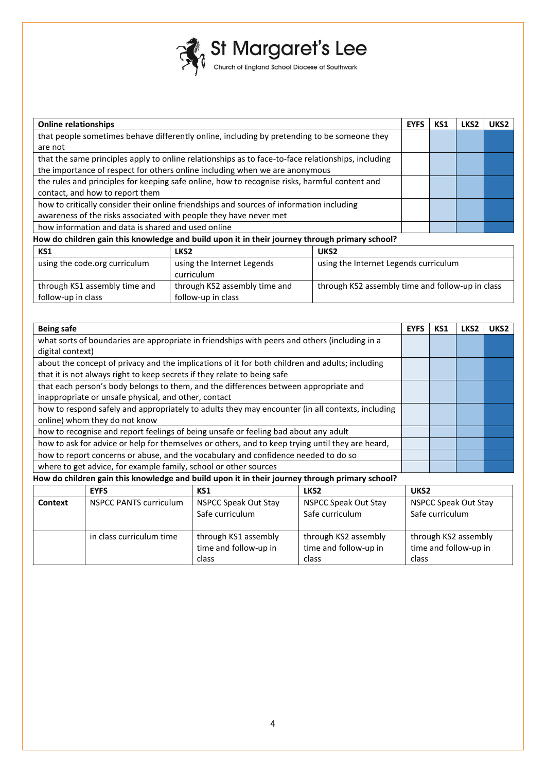| Online relationships | EYFS | KS1 | LKS2 | UKS2 |
|---|---|---|---|---|
| that people sometimes behave differently online, including by pretending to be someone they are not | | | | |
| that the same principles apply to online relationships as to face-to-face relationships, including the importance of respect for others online including when we are anonymous | | | | |
| the rules and principles for keeping safe online, how to recognise risks, harmful content and contact, and how to report them | | | | |
| how to critically consider their online friendships and sources of information including awareness of the risks associated with people they have never met | | | | |
| how information and data is shared and used online | | | | |

**How do children gain this knowledge and build upon it in their journey through primary school?**

| KS1 | LKS2 | UKS2 |
|---|---|---|
| using the code.org curriculum | using the Internet Legends curriculum | using the Internet Legends curriculum |
| through KS1 assembly time and follow-up in class | through KS2 assembly time and follow-up in class | through KS2 assembly time and follow-up in class |

| Being safe | EYFS | KS1 | LKS2 | UKS2 |
|---|---|---|---|---|
| what sorts of boundaries are appropriate in friendships with peers and others (including in a digital context) | | | | |
| about the concept of privacy and the implications of it for both children and adults; including that it is not always right to keep secrets if they relate to being safe | | | | |
| that each person's body belongs to them, and the differences between appropriate and inappropriate or unsafe physical, and other, contact | | | | |
| how to respond safely and appropriately to adults they may encounter (in all contexts, including online) whom they do not know | | | | |
| how to recognise and report feelings of being unsafe or feeling bad about any adult | | | | |
| how to ask for advice or help for themselves or others, and to keep trying until they are heard, | | | | |
| how to report concerns or abuse, and the vocabulary and confidence needed to do so | | | | |
| where to get advice, for example family, school or other sources | | | | |

**How do children gain this knowledge and build upon it in their journey through primary school?**

| | EYFS | KS1 | LKS2 | UKS2 |
|---|---|---|---|---|
| **Context** | NSPCC PANTS curriculum | NSPCC Speak Out Stay Safe curriculum | NSPCC Speak Out Stay Safe curriculum | NSPCC Speak Out Stay Safe curriculum |
| | in class curriculum time | through KS1 assembly time and follow-up in class | through KS2 assembly time and follow-up in class | through KS2 assembly time and follow-up in class |